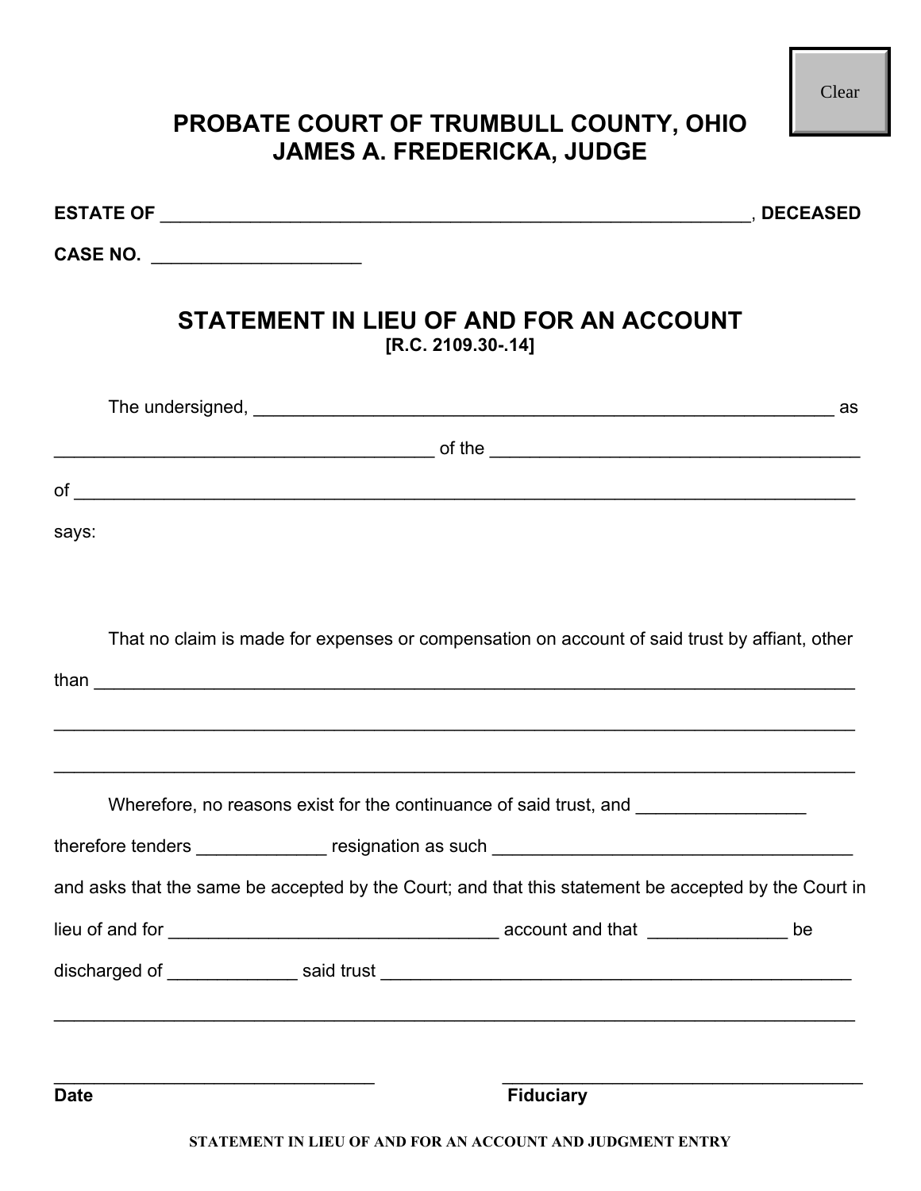# PROBATE COURT OF TRUMBULL COUNTY, OHIO
# JAMES A. FREDERICKA, JUDGE

**ESTATE OF** ____________________________________________________________, **DECEASED**

**CASE NO.** ______________________

## STATEMENT IN LIEU OF AND FOR AN ACCOUNT

**[R.C. 2109.30-.14]**

The undersigned, ______________________________________________________________ as

________________________________________ of the ______________________________________

of ____________________________________________________________________________________

says:

That no claim is made for expenses or compensation on account of said trust by affiant, other

than ___________________________________________________________________________________

______________________________________________________________________________________

______________________________________________________________________________________

Wherefore, no reasons exist for the continuance of said trust, and _________________

therefore tenders _____________ resignation as such ____________________________________

and asks that the same be accepted by the Court; and that this statement be accepted by the Court in

lieu of and for _________________________________ account and that ______________ be

discharged of _____________ said trust _________________________________________________

______________________________________________________________________________________

_________________________________ &nbsp;&nbsp;&nbsp;&nbsp;&nbsp;&nbsp;&nbsp;&nbsp; _____________________________________
**Date** &nbsp;&nbsp;&nbsp;&nbsp;&nbsp;&nbsp;&nbsp;&nbsp;&nbsp;&nbsp;&nbsp;&nbsp;&nbsp;&nbsp;&nbsp;&nbsp;&nbsp;&nbsp;&nbsp;&nbsp;&nbsp;&nbsp;&nbsp;&nbsp;&nbsp;&nbsp;&nbsp;&nbsp;&nbsp;&nbsp;&nbsp;&nbsp;&nbsp;&nbsp;&nbsp;&nbsp;&nbsp;&nbsp;&nbsp;&nbsp; **Fiduciary**

**STATEMENT IN LIEU OF AND FOR AN ACCOUNT AND JUDGMENT ENTRY**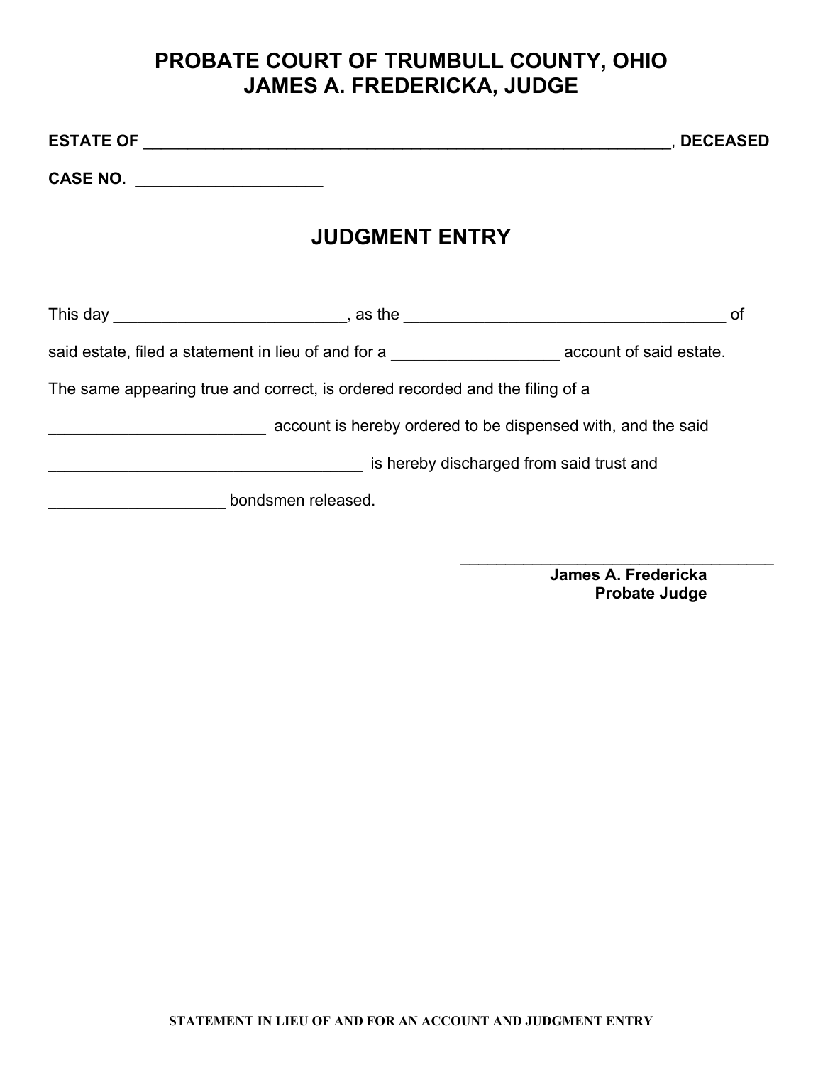# PROBATE COURT OF TRUMBULL COUNTY, OHIO
# JAMES A. FREDERICKA, JUDGE

**ESTATE OF** ____________________________________________________________, **DECEASED**

**CASE NO.** _____________________

## JUDGMENT ENTRY

This day __________________________, as the ____________________________________ of said estate, filed a statement in lieu of and for a ___________________ account of said estate. The same appearing true and correct, is ordered recorded and the filing of a _________________________ account is hereby ordered to be dispensed with, and the said ____________________________________ is hereby discharged from said trust and ____________________ bondsmen released.

____________________________________
**James A. Fredericka**
**Probate Judge**

STATEMENT IN LIEU OF AND FOR AN ACCOUNT AND JUDGMENT ENTRY